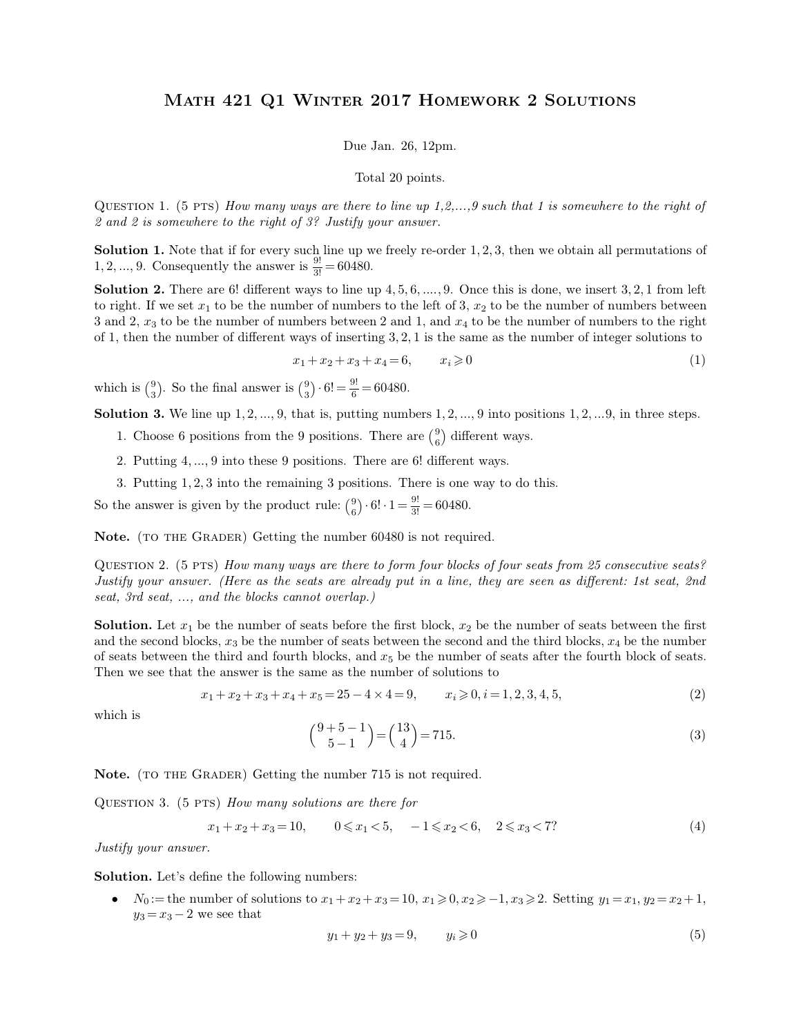# Math 421 Q1 Winter 2017 Homework 2 Solutions

Due Jan. 26, 12pm.

Total 20 points.

Question 1. (5 pts) *How many ways are there to line up 1,2,...,9 such that 1 is somewhere to the right of 2 and 2 is somewhere to the right of 3? Justify your answer.*

**Solution 1.** Note that if for every such line up we freely re-order $1, 2, 3$, then we obtain all permutations of $1, 2, ..., 9$. Consequently the answer is $\frac{9!}{3!} = 60480$.

**Solution 2.** There are $6!$ different ways to line up $4, 5, 6, ...., 9$. Once this is done, we insert $3, 2, 1$ from left to right. If we set $x_1$ to be the number of numbers to the left of 3, $x_2$ to be the number of numbers between 3 and 2, $x_3$ to be the number of numbers between 2 and 1, and $x_4$ to be the number of numbers to the right of 1, then the number of different ways of inserting $3, 2, 1$ is the same as the number of integer solutions to

$$x_1 + x_2 + x_3 + x_4 = 6, \qquad x_i \geqslant 0 \tag{1}$$

which is $\binom{9}{3}$. So the final answer is $\binom{9}{3} \cdot 6! = \frac{9!}{6} = 60480$.

**Solution 3.** We line up $1, 2, ..., 9$, that is, putting numbers $1, 2, ..., 9$ into positions $1, 2, ...9$, in three steps.

1. Choose 6 positions from the 9 positions. There are $\binom{9}{6}$ different ways.
2. Putting $4, ..., 9$ into these 9 positions. There are $6!$ different ways.
3. Putting $1, 2, 3$ into the remaining 3 positions. There is one way to do this.

So the answer is given by the product rule: $\binom{9}{6} \cdot 6! \cdot 1 = \frac{9!}{3!} = 60480$.

**Note.** (to the Grader) Getting the number 60480 is not required.

Question 2. (5 pts) *How many ways are there to form four blocks of four seats from 25 consecutive seats? Justify your answer. (Here as the seats are already put in a line, they are seen as different: 1st seat, 2nd seat, 3rd seat, ..., and the blocks cannot overlap.)*

**Solution.** Let $x_1$ be the number of seats before the first block, $x_2$ be the number of seats between the first and the second blocks, $x_3$ be the number of seats between the second and the third blocks, $x_4$ be the number of seats between the third and fourth blocks, and $x_5$ be the number of seats after the fourth block of seats. Then we see that the answer is the same as the number of solutions to

$$x_1 + x_2 + x_3 + x_4 + x_5 = 25 - 4 \times 4 = 9, \qquad x_i \geqslant 0, i = 1, 2, 3, 4, 5, \tag{2}$$

which is

$$\binom{9+5-1}{5-1} = \binom{13}{4} = 715. \tag{3}$$

**Note.** (to the Grader) Getting the number 715 is not required.

Question 3. (5 pts) *How many solutions are there for*

$$x_1 + x_2 + x_3 = 10, \qquad 0 \leqslant x_1 < 5, \quad -1 \leqslant x_2 < 6, \quad 2 \leqslant x_3 < 7? \tag{4}$$

*Justify your answer.*

**Solution.** Let's define the following numbers:

- $N_0 :=$ the number of solutions to $x_1 + x_2 + x_3 = 10$, $x_1 \geqslant 0, x_2 \geqslant -1, x_3 \geqslant 2$. Setting $y_1 = x_1$, $y_2 = x_2 + 1$, $y_3 = x_3 - 2$ we see that

$$y_1 + y_2 + y_3 = 9, \qquad y_i \geqslant 0 \tag{5}$$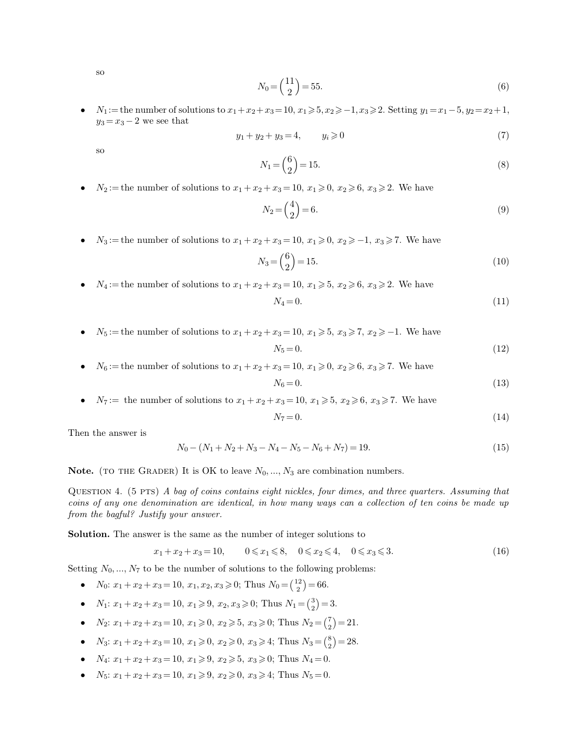so

$$N_0 = \binom{11}{2} = 55. \tag{6}$$

- $N_1 :=$ the number of solutions to $x_1 + x_2 + x_3 = 10$, $x_1 \geqslant 5, x_2 \geqslant -1, x_3 \geqslant 2$. Setting $y_1 = x_1 - 5$, $y_2 = x_2 + 1$, $y_3 = x_3 - 2$ we see that

$$y_1 + y_2 + y_3 = 4, \qquad y_i \geqslant 0 \tag{7}$$

so

$$N_1 = \binom{6}{2} = 15. \tag{8}$$

- $N_2 :=$ the number of solutions to $x_1 + x_2 + x_3 = 10$, $x_1 \geqslant 0$, $x_2 \geqslant 6$, $x_3 \geqslant 2$. We have

$$N_2 = \binom{4}{2} = 6. \tag{9}$$

- $N_3 :=$ the number of solutions to $x_1 + x_2 + x_3 = 10$, $x_1 \geqslant 0$, $x_2 \geqslant -1$, $x_3 \geqslant 7$. We have

$$N_3 = \binom{6}{2} = 15. \tag{10}$$

- $N_4 :=$ the number of solutions to $x_1 + x_2 + x_3 = 10$, $x_1 \geqslant 5$, $x_2 \geqslant 6$, $x_3 \geqslant 2$. We have

$$N_4 = 0. \tag{11}$$

- $N_5 :=$ the number of solutions to $x_1 + x_2 + x_3 = 10$, $x_1 \geqslant 5$, $x_3 \geqslant 7$, $x_2 \geqslant -1$. We have

$$N_5 = 0. \tag{12}$$

- $N_6 :=$ the number of solutions to $x_1 + x_2 + x_3 = 10$, $x_1 \geqslant 0$, $x_2 \geqslant 6$, $x_3 \geqslant 7$. We have

$$N_6 = 0. \tag{13}$$

- $N_7 :=$ the number of solutions to $x_1 + x_2 + x_3 = 10$, $x_1 \geqslant 5$, $x_2 \geqslant 6$, $x_3 \geqslant 7$. We have

$$N_7 = 0. \tag{14}$$

Then the answer is

$$N_0 - (N_1 + N_2 + N_3 - N_4 - N_5 - N_6 + N_7) = 19. \tag{15}$$

**Note.** (TO THE GRADER) It is OK to leave $N_0, \ldots, N_3$ are combination numbers.

QUESTION 4. (5 PTS) *A bag of coins contains eight nickles, four dimes, and three quarters. Assuming that coins of any one denomination are identical, in how many ways can a collection of ten coins be made up from the bagful? Justify your answer.*

**Solution.** The answer is the same as the number of integer solutions to

$$x_1 + x_2 + x_3 = 10, \qquad 0 \leqslant x_1 \leqslant 8, \quad 0 \leqslant x_2 \leqslant 4, \quad 0 \leqslant x_3 \leqslant 3. \tag{16}$$

Setting $N_0, \ldots, N_7$ to be the number of solutions to the following problems:

- $N_0$: $x_1 + x_2 + x_3 = 10$, $x_1, x_2, x_3 \geqslant 0$; Thus $N_0 = \binom{12}{2} = 66$.
- $N_1$: $x_1 + x_2 + x_3 = 10$, $x_1 \geqslant 9$, $x_2, x_3 \geqslant 0$; Thus $N_1 = \binom{3}{2} = 3$.
- $N_2$: $x_1 + x_2 + x_3 = 10$, $x_1 \geqslant 0$, $x_2 \geqslant 5$, $x_3 \geqslant 0$; Thus $N_2 = \binom{7}{2} = 21$.
- $N_3$: $x_1 + x_2 + x_3 = 10$, $x_1 \geqslant 0$, $x_2 \geqslant 0$, $x_3 \geqslant 4$; Thus $N_3 = \binom{8}{2} = 28$.
- $N_4$: $x_1 + x_2 + x_3 = 10$, $x_1 \geqslant 9$, $x_2 \geqslant 5$, $x_3 \geqslant 0$; Thus $N_4 = 0$.
- $N_5$: $x_1 + x_2 + x_3 = 10$, $x_1 \geqslant 9$, $x_2 \geqslant 0$, $x_3 \geqslant 4$; Thus $N_5 = 0$.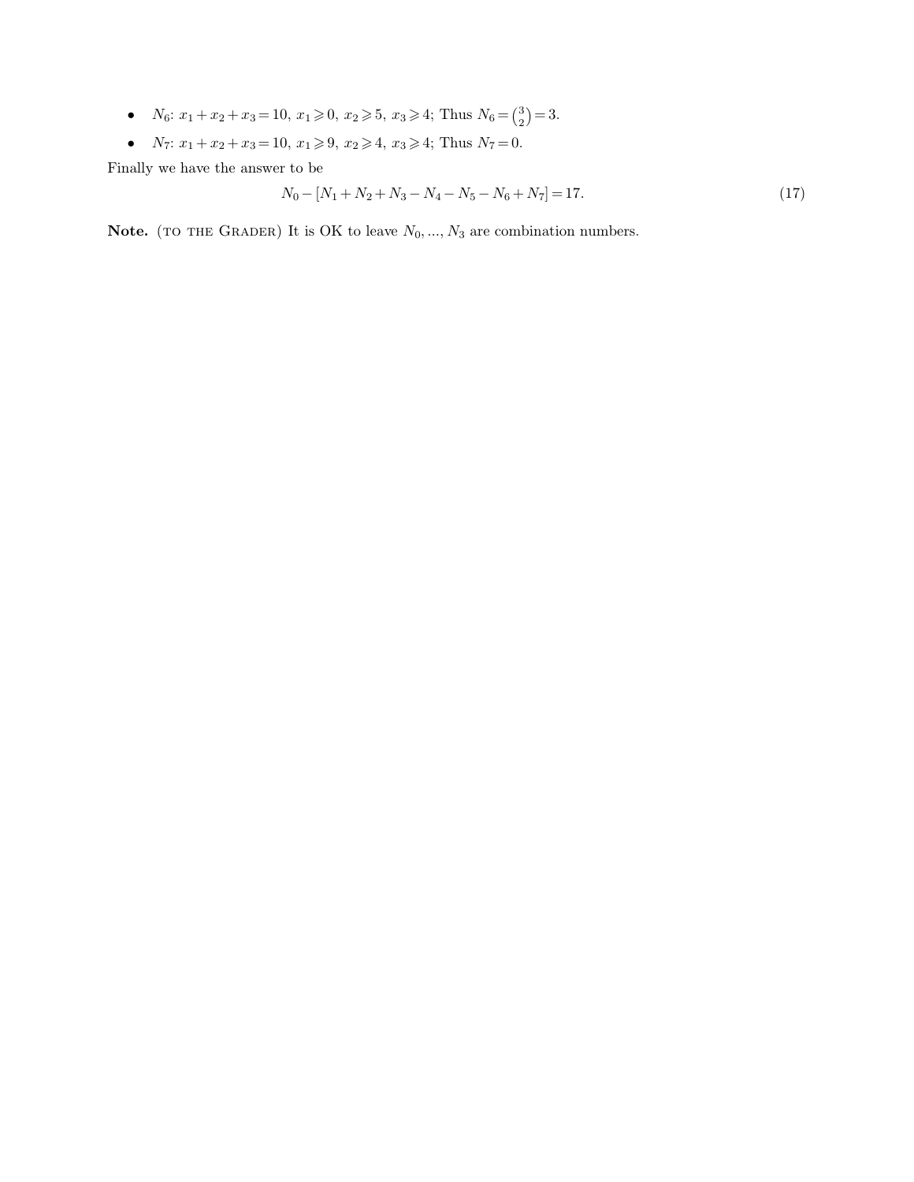- $N_6$: $x_1 + x_2 + x_3 = 10,\ x_1 \geqslant 0,\ x_2 \geqslant 5,\ x_3 \geqslant 4$; Thus $N_6 = \binom{3}{2} = 3$.
- $N_7$: $x_1 + x_2 + x_3 = 10,\ x_1 \geqslant 9,\ x_2 \geqslant 4,\ x_3 \geqslant 4$; Thus $N_7 = 0$.

Finally we have the answer to be

$$N_0 - [N_1 + N_2 + N_3 - N_4 - N_5 - N_6 + N_7] = 17. \tag{17}$$

**Note.** (TO THE GRADER) It is OK to leave $N_0, \ldots, N_3$ are combination numbers.